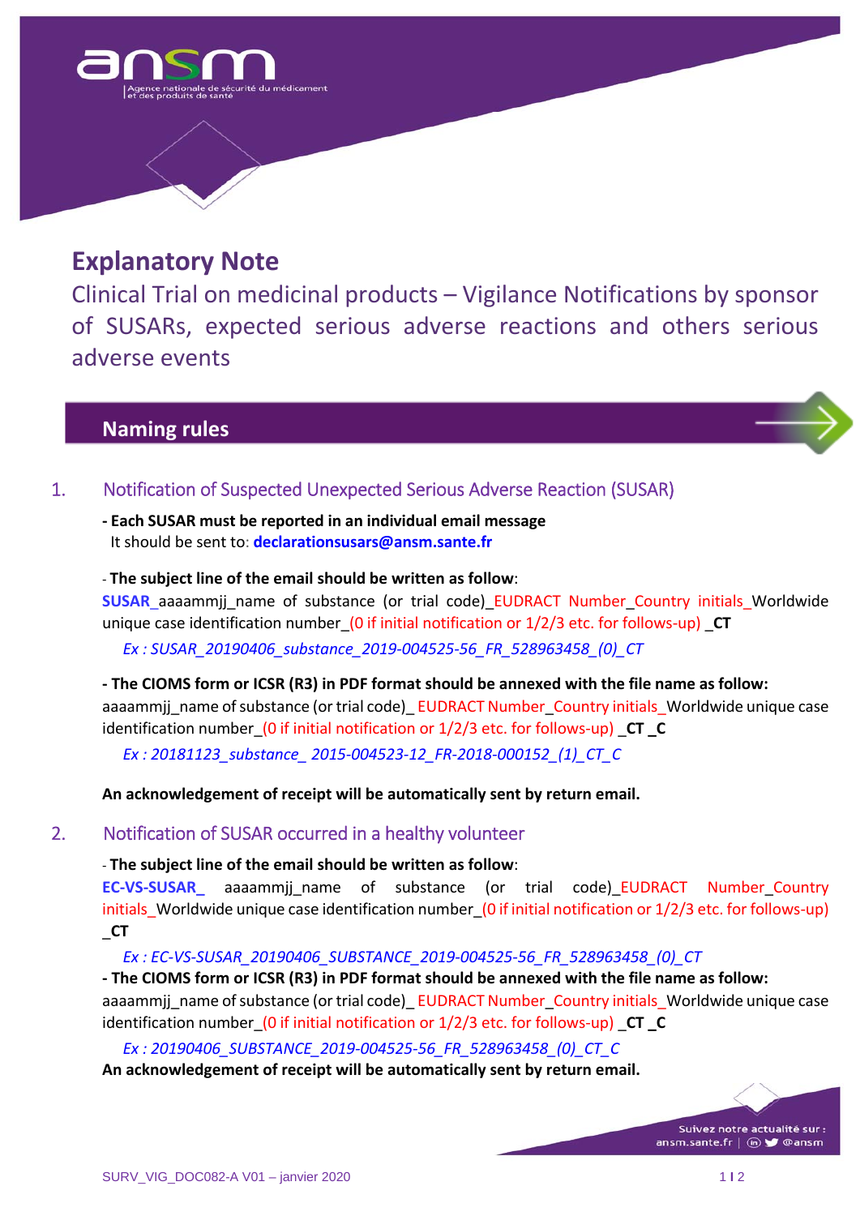# Explanatory Note

Clinical Trial on medicinal products – Vigilance Notifications by sponsor of SUSARs, expected serious adverse reactions and others serious adverse events

## Naming rules

### 1. Notification of Suspected Unexpected Serious Adverse Reaction (SUSAR)

**- Each SUSAR must be reported in an individual email message**
It should be sent to: **declarationsusars@ansm.sante.fr**

- **The subject line of the email should be written as follow**:
**SUSAR**_aaaammjj_name of substance (or trial code)_EUDRACT Number_Country initials_Worldwide unique case identification number_(0 if initial notification or 1/2/3 etc. for follows-up) **_CT**

*Ex : SUSAR_20190406_substance_2019-004525-56_FR_528963458_(0)_CT*

**- The CIOMS form or ICSR (R3) in PDF format should be annexed with the file name as follow:**
aaaammjj_name of substance (or trial code)_ EUDRACT Number_Country initials_Worldwide unique case identification number_(0 if initial notification or 1/2/3 etc. for follows-up) **_CT _C**

*Ex : 20181123_substance_ 2015-004523-12_FR-2018-000152_(1)_CT_C*

**An acknowledgement of receipt will be automatically sent by return email.**

### 2. Notification of SUSAR occurred in a healthy volunteer

- **The subject line of the email should be written as follow**:
**EC-VS-SUSAR_** aaaammjj_name of substance (or trial code)_EUDRACT Number_Country initials_Worldwide unique case identification number_(0 if initial notification or 1/2/3 etc. for follows-up) **_CT**

*Ex : EC-VS-SUSAR_20190406_SUBSTANCE_2019-004525-56_FR_528963458_(0)_CT*

**- The CIOMS form or ICSR (R3) in PDF format should be annexed with the file name as follow:**
aaaammjj_name of substance (or trial code)_ EUDRACT Number_Country initials_Worldwide unique case identification number_(0 if initial notification or 1/2/3 etc. for follows-up) **_CT _C**

*Ex : 20190406_SUBSTANCE_2019-004525-56_FR_528963458_(0)_CT_C*

**An acknowledgement of receipt will be automatically sent by return email.**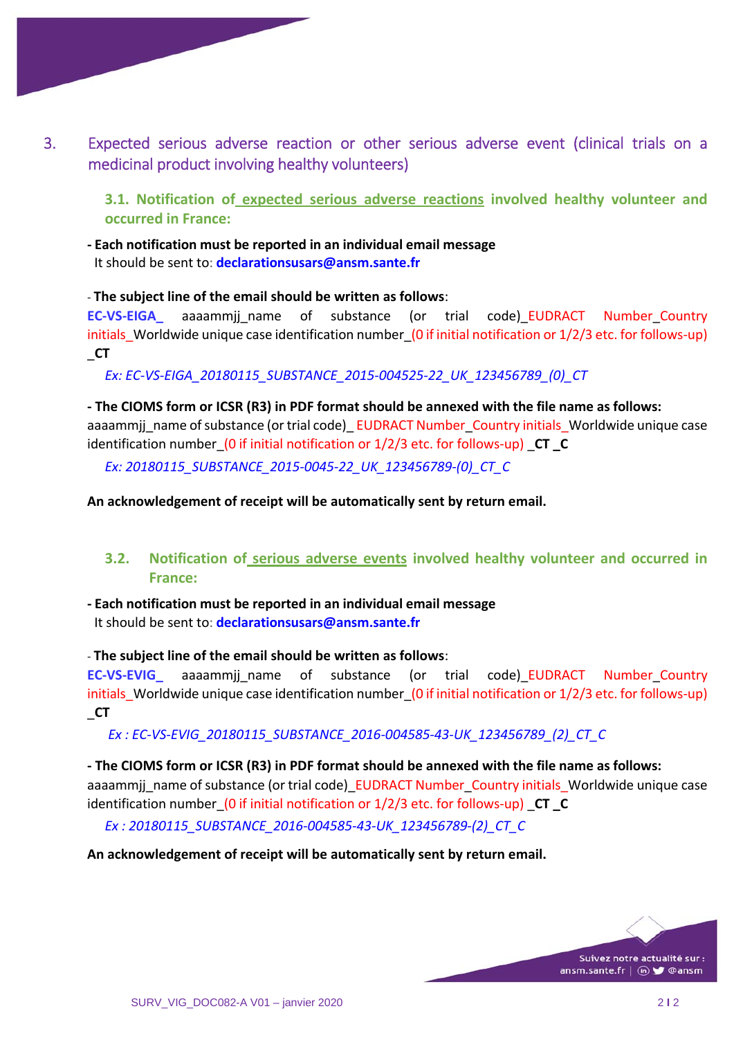## 3. Expected serious adverse reaction or other serious adverse event (clinical trials on a medicinal product involving healthy volunteers)

### 3.1. Notification of expected serious adverse reactions involved healthy volunteer and occurred in France:

**- Each notification must be reported in an individual email message**
It should be sent to: **declarationsusars@ansm.sante.fr**

- **The subject line of the email should be written as follows**:
**EC-VS-EIGA_** aaaammjj_name of substance (or trial code)_EUDRACT Number_Country initials_Worldwide unique case identification number_(0 if initial notification or 1/2/3 etc. for follows-up) **_CT**

*Ex: EC-VS-EIGA_20180115_SUBSTANCE_2015-004525-22_UK_123456789_(0)_CT*

**- The CIOMS form or ICSR (R3) in PDF format should be annexed with the file name as follows:**
aaaammjj_name of substance (or trial code)_ EUDRACT Number_Country initials_Worldwide unique case identification number_(0 if initial notification or 1/2/3 etc. for follows-up) **_CT _C**

*Ex: 20180115_SUBSTANCE_2015-0045-22_UK_123456789-(0)_CT_C*

**An acknowledgement of receipt will be automatically sent by return email.**

### 3.2. Notification of serious adverse events involved healthy volunteer and occurred in France:

**- Each notification must be reported in an individual email message**
It should be sent to: **declarationsusars@ansm.sante.fr**

- **The subject line of the email should be written as follows**:
**EC-VS-EVIG_** aaaammjj_name of substance (or trial code)_EUDRACT Number_Country initials_Worldwide unique case identification number_(0 if initial notification or 1/2/3 etc. for follows-up) **_CT**

*Ex : EC-VS-EVIG_20180115_SUBSTANCE_2016-004585-43-UK_123456789_(2)_CT_C*

**- The CIOMS form or ICSR (R3) in PDF format should be annexed with the file name as follows:**
aaaammjj_name of substance (or trial code)_EUDRACT Number_Country initials_Worldwide unique case identification number_(0 if initial notification or 1/2/3 etc. for follows-up) **_CT _C**

*Ex : 20180115_SUBSTANCE_2016-004585-43-UK_123456789-(2)_CT_C*

**An acknowledgement of receipt will be automatically sent by return email.**